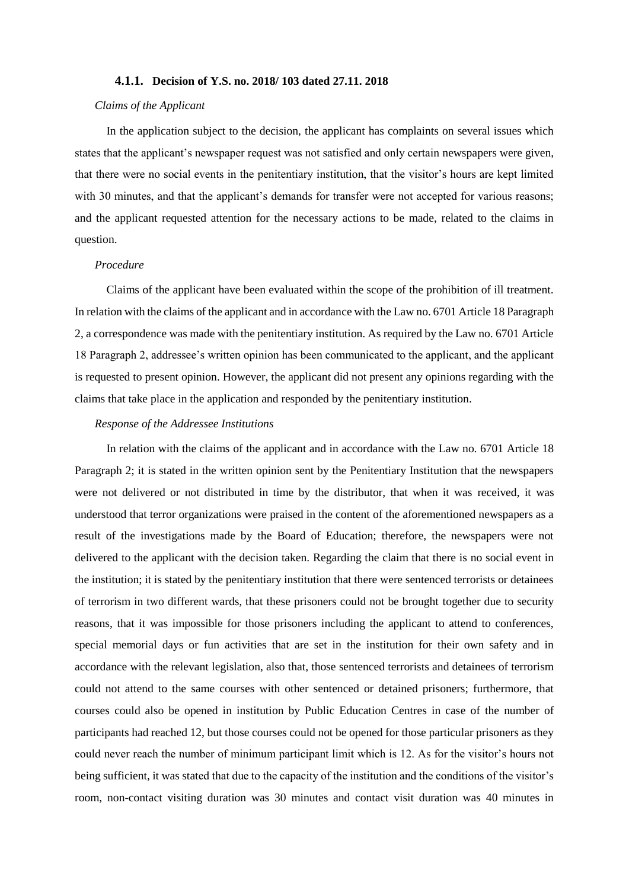#### 4.1.1. Decision of Y.S. no. 2018/ 103 dated 27.11. 2018

*Claims of the Applicant*

In the application subject to the decision, the applicant has complaints on several issues which states that the applicant's newspaper request was not satisfied and only certain newspapers were given, that there were no social events in the penitentiary institution, that the visitor's hours are kept limited with 30 minutes, and that the applicant's demands for transfer were not accepted for various reasons; and the applicant requested attention for the necessary actions to be made, related to the claims in question.

*Procedure*

Claims of the applicant have been evaluated within the scope of the prohibition of ill treatment. In relation with the claims of the applicant and in accordance with the Law no. 6701 Article 18 Paragraph 2, a correspondence was made with the penitentiary institution. As required by the Law no. 6701 Article 18 Paragraph 2, addressee's written opinion has been communicated to the applicant, and the applicant is requested to present opinion. However, the applicant did not present any opinions regarding with the claims that take place in the application and responded by the penitentiary institution.

*Response of the Addressee Institutions*

In relation with the claims of the applicant and in accordance with the Law no. 6701 Article 18 Paragraph 2; it is stated in the written opinion sent by the Penitentiary Institution that the newspapers were not delivered or not distributed in time by the distributor, that when it was received, it was understood that terror organizations were praised in the content of the aforementioned newspapers as a result of the investigations made by the Board of Education; therefore, the newspapers were not delivered to the applicant with the decision taken. Regarding the claim that there is no social event in the institution; it is stated by the penitentiary institution that there were sentenced terrorists or detainees of terrorism in two different wards, that these prisoners could not be brought together due to security reasons, that it was impossible for those prisoners including the applicant to attend to conferences, special memorial days or fun activities that are set in the institution for their own safety and in accordance with the relevant legislation, also that, those sentenced terrorists and detainees of terrorism could not attend to the same courses with other sentenced or detained prisoners; furthermore, that courses could also be opened in institution by Public Education Centres in case of the number of participants had reached 12, but those courses could not be opened for those particular prisoners as they could never reach the number of minimum participant limit which is 12. As for the visitor's hours not being sufficient, it was stated that due to the capacity of the institution and the conditions of the visitor's room, non-contact visiting duration was 30 minutes and contact visit duration was 40 minutes in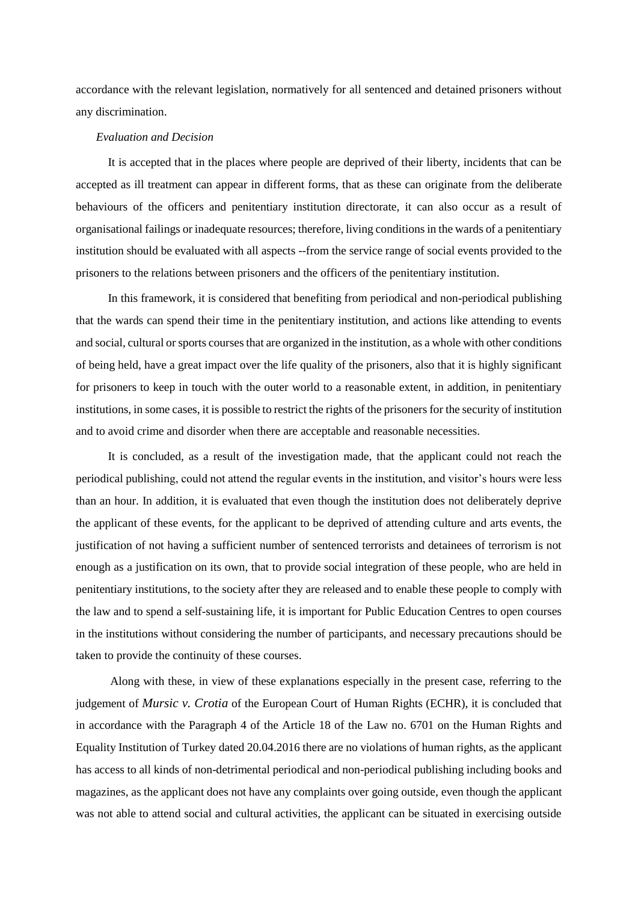accordance with the relevant legislation, normatively for all sentenced and detained prisoners without any discrimination.

*Evaluation and Decision*

It is accepted that in the places where people are deprived of their liberty, incidents that can be accepted as ill treatment can appear in different forms, that as these can originate from the deliberate behaviours of the officers and penitentiary institution directorate, it can also occur as a result of organisational failings or inadequate resources; therefore, living conditions in the wards of a penitentiary institution should be evaluated with all aspects --from the service range of social events provided to the prisoners to the relations between prisoners and the officers of the penitentiary institution.

In this framework, it is considered that benefiting from periodical and non-periodical publishing that the wards can spend their time in the penitentiary institution, and actions like attending to events and social, cultural or sports courses that are organized in the institution, as a whole with other conditions of being held, have a great impact over the life quality of the prisoners, also that it is highly significant for prisoners to keep in touch with the outer world to a reasonable extent, in addition, in penitentiary institutions, in some cases, it is possible to restrict the rights of the prisoners for the security of institution and to avoid crime and disorder when there are acceptable and reasonable necessities.

It is concluded, as a result of the investigation made, that the applicant could not reach the periodical publishing, could not attend the regular events in the institution, and visitor's hours were less than an hour. In addition, it is evaluated that even though the institution does not deliberately deprive the applicant of these events, for the applicant to be deprived of attending culture and arts events, the justification of not having a sufficient number of sentenced terrorists and detainees of terrorism is not enough as a justification on its own, that to provide social integration of these people, who are held in penitentiary institutions, to the society after they are released and to enable these people to comply with the law and to spend a self-sustaining life, it is important for Public Education Centres to open courses in the institutions without considering the number of participants, and necessary precautions should be taken to provide the continuity of these courses.

Along with these, in view of these explanations especially in the present case, referring to the judgement of *Mursic v. Crotia* of the European Court of Human Rights (ECHR), it is concluded that in accordance with the Paragraph 4 of the Article 18 of the Law no. 6701 on the Human Rights and Equality Institution of Turkey dated 20.04.2016 there are no violations of human rights, as the applicant has access to all kinds of non-detrimental periodical and non-periodical publishing including books and magazines, as the applicant does not have any complaints over going outside, even though the applicant was not able to attend social and cultural activities, the applicant can be situated in exercising outside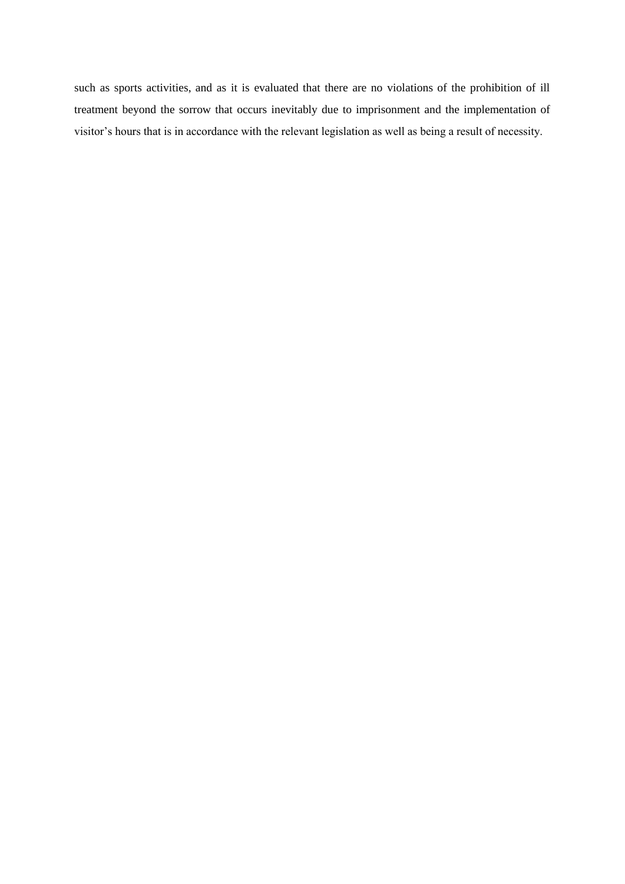such as sports activities, and as it is evaluated that there are no violations of the prohibition of ill treatment beyond the sorrow that occurs inevitably due to imprisonment and the implementation of visitor's hours that is in accordance with the relevant legislation as well as being a result of necessity.